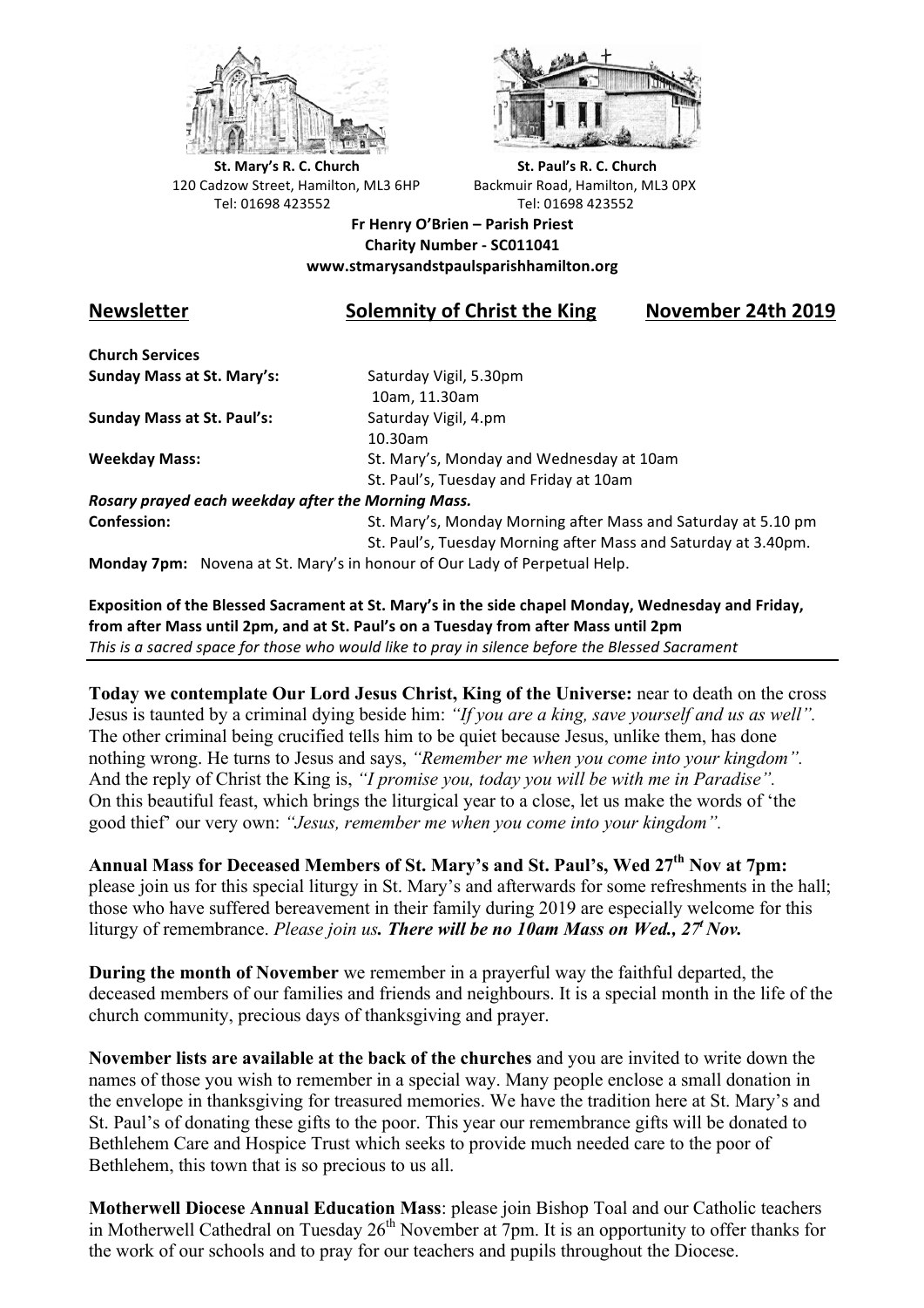**St. Mary's R. C. Church**
120 Cadzow Street, Hamilton, ML3 6HP
Tel: 01698 423552

**St. Paul's R. C. Church**
Backmuir Road, Hamilton, ML3 0PX
Tel: 01698 423552

**Fr Henry O'Brien – Parish Priest**
**Charity Number - SC011041**
**www.stmarysandstpaulsparishhamilton.org**

## Newsletter — Solemnity of Christ the King — November 24th 2019

**Church Services**

| | |
|---|---|
| **Sunday Mass at St. Mary's:** | Saturday Vigil, 5.30pm<br>10am, 11.30am |
| **Sunday Mass at St. Paul's:** | Saturday Vigil, 4.pm<br>10.30am |
| **Weekday Mass:** | St. Mary's, Monday and Wednesday at 10am<br>St. Paul's, Tuesday and Friday at 10am |

***Rosary prayed each weekday after the Morning Mass.***

| | |
|---|---|
| **Confession:** | St. Mary's, Monday Morning after Mass and Saturday at 5.10 pm<br>St. Paul's, Tuesday Morning after Mass and Saturday at 3.40pm. |

**Monday 7pm:** Novena at St. Mary's in honour of Our Lady of Perpetual Help.

**Exposition of the Blessed Sacrament at St. Mary's in the side chapel Monday, Wednesday and Friday, from after Mass until 2pm, and at St. Paul's on a Tuesday from after Mass until 2pm**
*This is a sacred space for those who would like to pray in silence before the Blessed Sacrament*

---

**Today we contemplate Our Lord Jesus Christ, King of the Universe:** near to death on the cross Jesus is taunted by a criminal dying beside him: *"If you are a king, save yourself and us as well".* The other criminal being crucified tells him to be quiet because Jesus, unlike them, has done nothing wrong. He turns to Jesus and says, *"Remember me when you come into your kingdom".* And the reply of Christ the King is, *"I promise you, today you will be with me in Paradise".* On this beautiful feast, which brings the liturgical year to a close, let us make the words of 'the good thief' our very own: *"Jesus, remember me when you come into your kingdom".*

**Annual Mass for Deceased Members of St. Mary's and St. Paul's, Wed 27th Nov at 7pm:** please join us for this special liturgy in St. Mary's and afterwards for some refreshments in the hall; those who have suffered bereavement in their family during 2019 are especially welcome for this liturgy of remembrance. *Please join us**. There will be no 10am Mass on Wed., 27t Nov.***

**During the month of November** we remember in a prayerful way the faithful departed, the deceased members of our families and friends and neighbours. It is a special month in the life of the church community, precious days of thanksgiving and prayer.

**November lists are available at the back of the churches** and you are invited to write down the names of those you wish to remember in a special way. Many people enclose a small donation in the envelope in thanksgiving for treasured memories. We have the tradition here at St. Mary's and St. Paul's of donating these gifts to the poor. This year our remembrance gifts will be donated to Bethlehem Care and Hospice Trust which seeks to provide much needed care to the poor of Bethlehem, this town that is so precious to us all.

**Motherwell Diocese Annual Education Mass**: please join Bishop Toal and our Catholic teachers in Motherwell Cathedral on Tuesday 26th November at 7pm. It is an opportunity to offer thanks for the work of our schools and to pray for our teachers and pupils throughout the Diocese.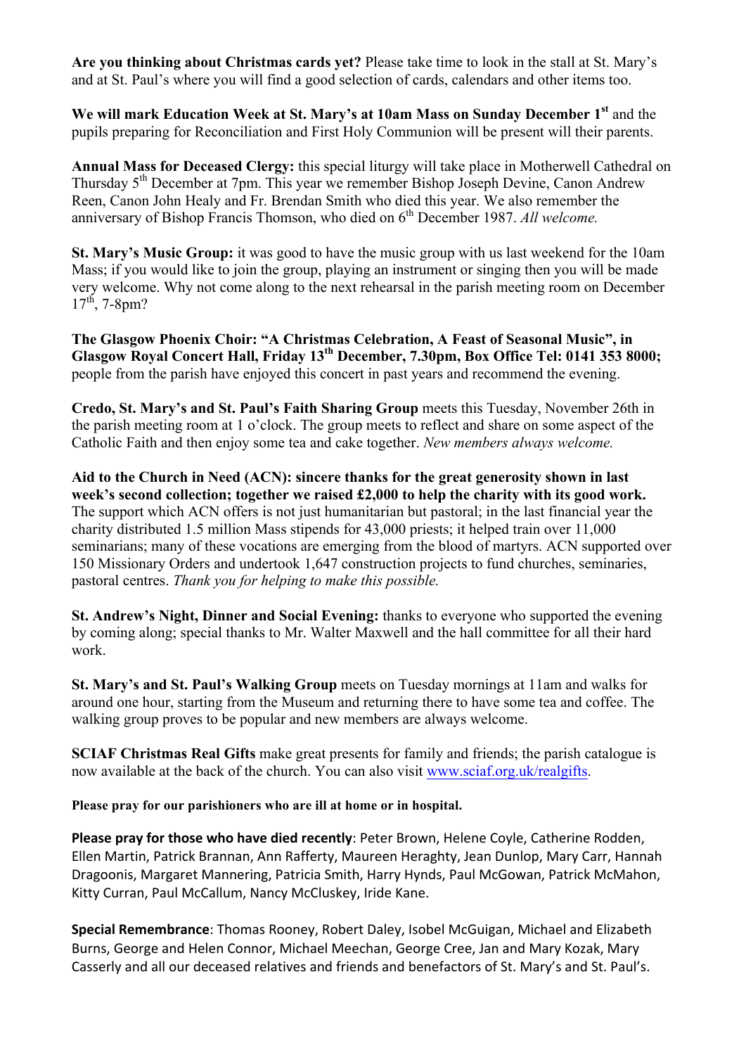**Are you thinking about Christmas cards yet?** Please take time to look in the stall at St. Mary's and at St. Paul's where you will find a good selection of cards, calendars and other items too.

**We will mark Education Week at St. Mary's at 10am Mass on Sunday December 1st** and the pupils preparing for Reconciliation and First Holy Communion will be present will their parents.

**Annual Mass for Deceased Clergy:** this special liturgy will take place in Motherwell Cathedral on Thursday 5th December at 7pm. This year we remember Bishop Joseph Devine, Canon Andrew Reen, Canon John Healy and Fr. Brendan Smith who died this year. We also remember the anniversary of Bishop Francis Thomson, who died on 6th December 1987. *All welcome.*

**St. Mary's Music Group:** it was good to have the music group with us last weekend for the 10am Mass; if you would like to join the group, playing an instrument or singing then you will be made very welcome. Why not come along to the next rehearsal in the parish meeting room on December 17th, 7-8pm?

**The Glasgow Phoenix Choir: "A Christmas Celebration, A Feast of Seasonal Music", in Glasgow Royal Concert Hall, Friday 13th December, 7.30pm, Box Office Tel: 0141 353 8000;** people from the parish have enjoyed this concert in past years and recommend the evening.

**Credo, St. Mary's and St. Paul's Faith Sharing Group** meets this Tuesday, November 26th in the parish meeting room at 1 o'clock. The group meets to reflect and share on some aspect of the Catholic Faith and then enjoy some tea and cake together. *New members always welcome.*

**Aid to the Church in Need (ACN): sincere thanks for the great generosity shown in last week's second collection; together we raised £2,000 to help the charity with its good work.** The support which ACN offers is not just humanitarian but pastoral; in the last financial year the charity distributed 1.5 million Mass stipends for 43,000 priests; it helped train over 11,000 seminarians; many of these vocations are emerging from the blood of martyrs. ACN supported over 150 Missionary Orders and undertook 1,647 construction projects to fund churches, seminaries, pastoral centres. *Thank you for helping to make this possible.*

**St. Andrew's Night, Dinner and Social Evening:** thanks to everyone who supported the evening by coming along; special thanks to Mr. Walter Maxwell and the hall committee for all their hard work.

**St. Mary's and St. Paul's Walking Group** meets on Tuesday mornings at 11am and walks for around one hour, starting from the Museum and returning there to have some tea and coffee. The walking group proves to be popular and new members are always welcome.

**SCIAF Christmas Real Gifts** make great presents for family and friends; the parish catalogue is now available at the back of the church. You can also visit www.sciaf.org.uk/realgifts.

**Please pray for our parishioners who are ill at home or in hospital.**

**Please pray for those who have died recently**: Peter Brown, Helene Coyle, Catherine Rodden, Ellen Martin, Patrick Brannan, Ann Rafferty, Maureen Heraghty, Jean Dunlop, Mary Carr, Hannah Dragoonis, Margaret Mannering, Patricia Smith, Harry Hynds, Paul McGowan, Patrick McMahon, Kitty Curran, Paul McCallum, Nancy McCluskey, Iride Kane.

**Special Remembrance**: Thomas Rooney, Robert Daley, Isobel McGuigan, Michael and Elizabeth Burns, George and Helen Connor, Michael Meechan, George Cree, Jan and Mary Kozak, Mary Casserly and all our deceased relatives and friends and benefactors of St. Mary's and St. Paul's.